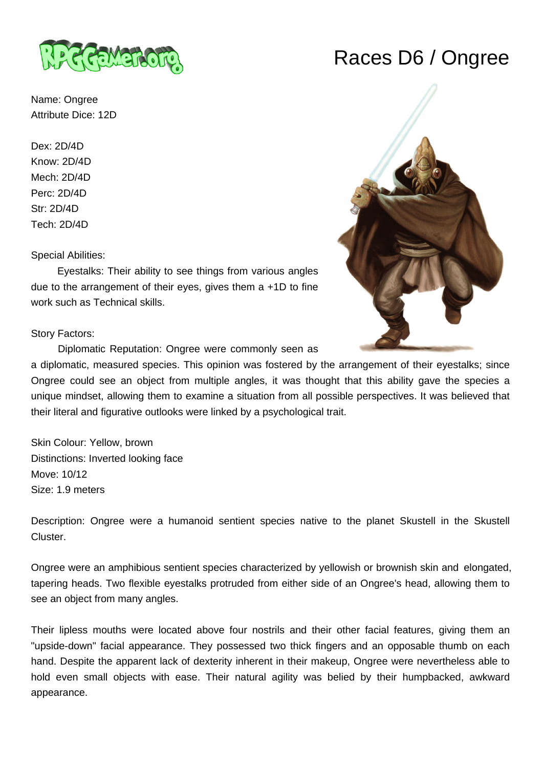# Races D6 / Ongree

Name: Ongree
Attribute Dice: 12D

Dex: 2D/4D
Know: 2D/4D
Mech: 2D/4D
Perc: 2D/4D
Str: 2D/4D
Tech: 2D/4D

Special Abilities:

Eyestalks: Their ability to see things from various angles due to the arrangement of their eyes, gives them a +1D to fine work such as Technical skills.

Story Factors:

Diplomatic Reputation: Ongree were commonly seen as a diplomatic, measured species. This opinion was fostered by the arrangement of their eyestalks; since Ongree could see an object from multiple angles, it was thought that this ability gave the species a unique mindset, allowing them to examine a situation from all possible perspectives. It was believed that their literal and figurative outlooks were linked by a psychological trait.

Skin Colour: Yellow, brown
Distinctions: Inverted looking face
Move: 10/12
Size: 1.9 meters

Description: Ongree were a humanoid sentient species native to the planet Skustell in the Skustell Cluster.

Ongree were an amphibious sentient species characterized by yellowish or brownish skin and elongated, tapering heads. Two flexible eyestalks protruded from either side of an Ongree's head, allowing them to see an object from many angles.

Their lipless mouths were located above four nostrils and their other facial features, giving them an "upside-down" facial appearance. They possessed two thick fingers and an opposable thumb on each hand. Despite the apparent lack of dexterity inherent in their makeup, Ongree were nevertheless able to hold even small objects with ease. Their natural agility was belied by their humpbacked, awkward appearance.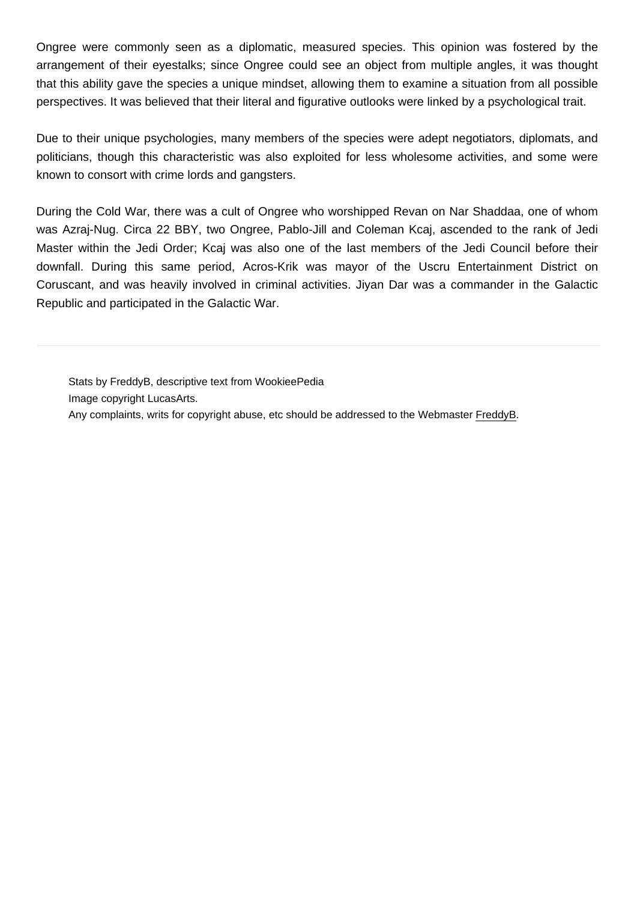Ongree were commonly seen as a diplomatic, measured species. This opinion was fostered by the arrangement of their eyestalks; since Ongree could see an object from multiple angles, it was thought that this ability gave the species a unique mindset, allowing them to examine a situation from all possible perspectives. It was believed that their literal and figurative outlooks were linked by a psychological trait.

Due to their unique psychologies, many members of the species were adept negotiators, diplomats, and politicians, though this characteristic was also exploited for less wholesome activities, and some were known to consort with crime lords and gangsters.

During the Cold War, there was a cult of Ongree who worshipped Revan on Nar Shaddaa, one of whom was Azraj-Nug. Circa 22 BBY, two Ongree, Pablo-Jill and Coleman Kcaj, ascended to the rank of Jedi Master within the Jedi Order; Kcaj was also one of the last members of the Jedi Council before their downfall. During this same period, Acros-Krik was mayor of the Uscru Entertainment District on Coruscant, and was heavily involved in criminal activities. Jiyan Dar was a commander in the Galactic Republic and participated in the Galactic War.

---

Stats by FreddyB, descriptive text from WookieePedia
Image copyright LucasArts.
Any complaints, writs for copyright abuse, etc should be addressed to the Webmaster FreddyB.